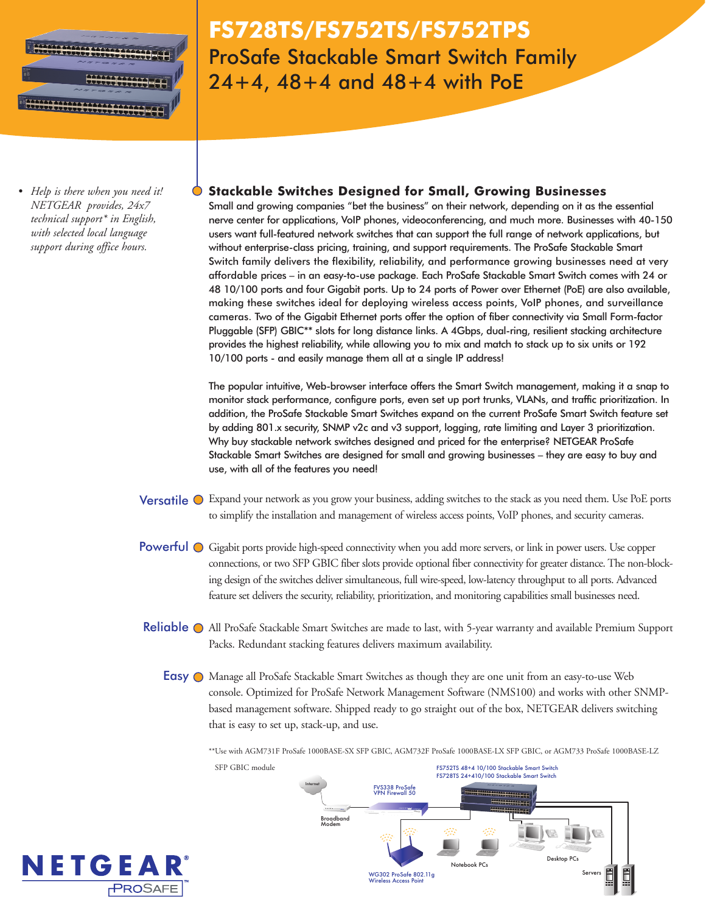# FS728TS/FS752TS/FS752TPS

## ProSafe Stackable Smart Switch Family 24+4, 48+4 and 48+4 with PoE

- *Help is there when you need it! NETGEAR provides, 24x7 technical support* in English, with selected local language support during office hours.*

### Stackable Switches Designed for Small, Growing Businesses

Small and growing companies "bet the business" on their network, depending on it as the essential nerve center for applications, VoIP phones, videoconferencing, and much more. Businesses with 40-150 users want full-featured network switches that can support the full range of network applications, but without enterprise-class pricing, training, and support requirements. The ProSafe Stackable Smart Switch family delivers the flexibility, reliability, and performance growing businesses need at very affordable prices – in an easy-to-use package. Each ProSafe Stackable Smart Switch comes with 24 or 48 10/100 ports and four Gigabit ports. Up to 24 ports of Power over Ethernet (PoE) are also available, making these switches ideal for deploying wireless access points, VoIP phones, and surveillance cameras. Two of the Gigabit Ethernet ports offer the option of fiber connectivity via Small Form-factor Pluggable (SFP) GBIC** slots for long distance links. A 4Gbps, dual-ring, resilient stacking architecture provides the highest reliability, while allowing you to mix and match to stack up to six units or 192 10/100 ports - and easily manage them all at a single IP address!

The popular intuitive, Web-browser interface offers the Smart Switch management, making it a snap to monitor stack performance, configure ports, even set up port trunks, VLANs, and traffic prioritization. In addition, the ProSafe Stackable Smart Switches expand on the current ProSafe Smart Switch feature set by adding 801.x security, SNMP v2c and v3 support, logging, rate limiting and Layer 3 prioritization. Why buy stackable network switches designed and priced for the enterprise? NETGEAR ProSafe Stackable Smart Switches are designed for small and growing businesses – they are easy to buy and use, with all of the features you need!

**Versatile** Expand your network as you grow your business, adding switches to the stack as you need them. Use PoE ports to simplify the installation and management of wireless access points, VoIP phones, and security cameras.

**Powerful** Gigabit ports provide high-speed connectivity when you add more servers, or link in power users. Use copper connections, or two SFP GBIC fiber slots provide optional fiber connectivity for greater distance. The non-blocking design of the switches deliver simultaneous, full wire-speed, low-latency throughput to all ports. Advanced feature set delivers the security, reliability, prioritization, and monitoring capabilities small businesses need.

**Reliable** All ProSafe Stackable Smart Switches are made to last, with 5-year warranty and available Premium Support Packs. Redundant stacking features delivers maximum availability.

**Easy** Manage all ProSafe Stackable Smart Switches as though they are one unit from an easy-to-use Web console. Optimized for ProSafe Network Management Software (NMS100) and works with other SNMP-based management software. Shipped ready to go straight out of the box, NETGEAR delivers switching that is easy to set up, stack-up, and use.

**Use with AGM731F ProSafe 1000BASE-SX SFP GBIC, AGM732F ProSafe 1000BASE-LX SFP GBIC, or AGM733 ProSafe 1000BASE-LZ SFP GBIC module

Internet
Broadband Modem
FVS338 ProSafe VPN Firewall 50
FS752TS 48+4 10/100 Stackable Smart Switch
FS728TS 24+410/100 Stackable Smart Switch
WG302 ProSafe 802.11g Wireless Access Point
Notebook PCs
Desktop PCs
Servers

NETGEAR® PROSAFE™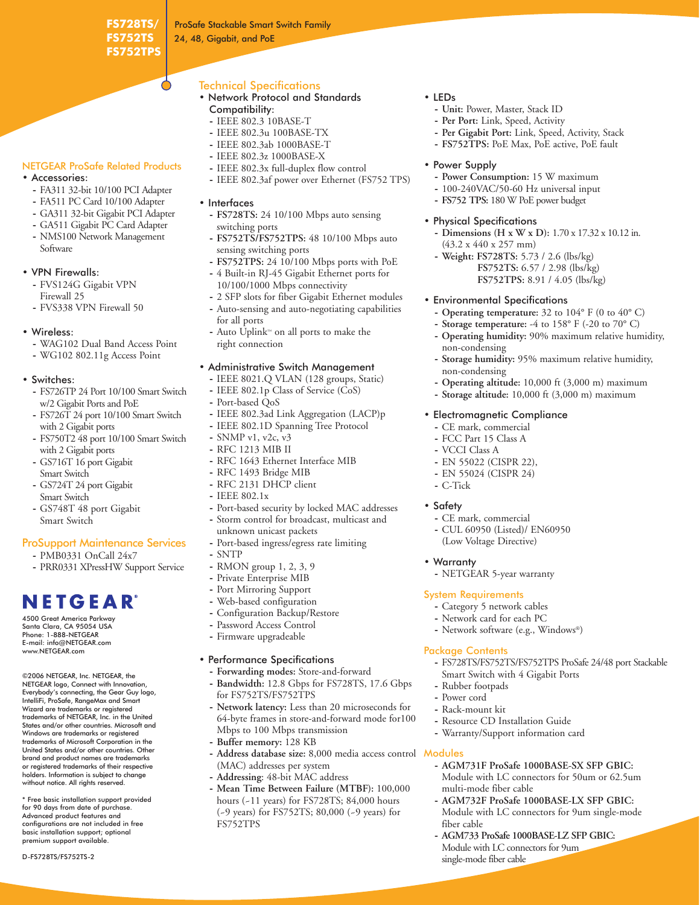# Technical Specifications

- **Network Protocol and Standards Compatibility:**
  - IEEE 802.3 10BASE-T
  - IEEE 802.3u 100BASE-TX
  - IEEE 802.3ab 1000BASE-T
  - IEEE 802.3z 1000BASE-X
  - IEEE 802.3x full-duplex flow control
  - IEEE 802.3af power over Ethernet (FS752 TPS)

- **Interfaces**
  - **FS728TS:** 24 10/100 Mbps auto sensing switching ports
  - **FS752TS/FS752TPS:** 48 10/100 Mbps auto sensing switching ports
  - **FS752TPS:** 24 10/100 Mbps ports with PoE
  - 4 Built-in RJ-45 Gigabit Ethernet ports for 10/100/1000 Mbps connectivity
  - 2 SFP slots for fiber Gigabit Ethernet modules
  - Auto-sensing and auto-negotiating capabilities for all ports
  - Auto Uplink™ on all ports to make the right connection

- **Administrative Switch Management**
  - IEEE 8021.Q VLAN (128 groups, Static)
  - IEEE 802.1p Class of Service (CoS)
  - Port-based QoS
  - IEEE 802.3ad Link Aggregation (LACP)p
  - IEEE 802.1D Spanning Tree Protocol
  - SNMP v1, v2c, v3
  - RFC 1213 MIB II
  - RFC 1643 Ethernet Interface MIB
  - RFC 1493 Bridge MIB
  - RFC 2131 DHCP client
  - IEEE 802.1x
  - Port-based security by locked MAC addresses
  - Storm control for broadcast, multicast and unknown unicast packets
  - Port-based ingress/egress rate limiting
  - SNTP
  - RMON group 1, 2, 3, 9
  - Private Enterprise MIB
  - Port Mirroring Support
  - Web-based configuration
  - Configuration Backup/Restore
  - Password Access Control
  - Firmware upgradeable

- **Performance Specifications**
  - **Forwarding modes:** Store-and-forward
  - **Bandwidth:** 12.8 Gbps for FS728TS, 17.6 Gbps for FS752TS/FS752TPS
  - **Network latency:** Less than 20 microseconds for 64-byte frames in store-and-forward mode for100 Mbps to 100 Mbps transmission
  - **Buffer memory:** 128 KB
  - **Address database size:** 8,000 media access control (MAC) addresses per system
  - **Addressing:** 48-bit MAC address
  - **Mean Time Between Failure (MTBF):** 100,000 hours (~11 years) for FS728TS; 84,000 hours (~9 years) for FS752TS; 80,000 (~9 years) for FS752TPS

- **LEDs**
  - **Unit:** Power, Master, Stack ID
  - **Per Port:** Link, Speed, Activity
  - **Per Gigabit Port:** Link, Speed, Activity, Stack
  - **FS752TPS:** PoE Max, PoE active, PoE fault

- **Power Supply**
  - **Power Consumption:** 15 W maximum
  - 100-240VAC/50-60 Hz universal input
  - **FS752 TPS:** 180 W PoE power budget

- **Physical Specifications**
  - **Dimensions (H x W x D):** 1.70 x 17.32 x 10.12 in. (43.2 x 440 x 257 mm)
  - **Weight:** **FS728TS:** 5.73 / 2.6 (lbs/kg)  
    **FS752TS:** 6.57 / 2.98 (lbs/kg)  
    **FS752TPS:** 8.91 / 4.05 (lbs/kg)

- **Environmental Specifications**
  - **Operating temperature:** 32 to 104° F (0 to 40° C)
  - **Storage temperature:** -4 to 158° F (-20 to 70° C)
  - **Operating humidity:** 90% maximum relative humidity, non-condensing
  - **Storage humidity:** 95% maximum relative humidity, non-condensing
  - **Operating altitude:** 10,000 ft (3,000 m) maximum
  - **Storage altitude:** 10,000 ft (3,000 m) maximum

- **Electromagnetic Compliance**
  - CE mark, commercial
  - FCC Part 15 Class A
  - VCCI Class A
  - EN 55022 (CISPR 22),
  - EN 55024 (CISPR 24)
  - C-Tick

- **Safety**
  - CE mark, commercial
  - CUL 60950 (Listed)/ EN60950 (Low Voltage Directive)

- **Warranty**
  - NETGEAR 5-year warranty

## System Requirements

- Category 5 network cables
- Network card for each PC
- Network software (e.g., Windows®)

## Package Contents

- FS728TS/FS752TS/FS752TPS ProSafe 24/48 port Stackable Smart Switch with 4 Gigabit Ports
- Rubber footpads
- Power cord
- Rack-mount kit
- Resource CD Installation Guide
- Warranty/Support information card

## Modules

- **AGM731F ProSafe 1000BASE-SX SFP GBIC:** Module with LC connectors for 50um or 62.5um multi-mode fiber cable
- **AGM732F ProSafe 1000BASE-LX SFP GBIC:** Module with LC connectors for 9um single-mode fiber cable
- **AGM733 ProSafe 1000BASE-LZ SFP GBIC:** Module with LC connectors for 9um single-mode fiber cable

## NETGEAR ProSafe Related Products

- **Accessories:**
  - FA311 32-bit 10/100 PCI Adapter
  - FA511 PC Card 10/100 Adapter
  - GA311 32-bit Gigabit PCI Adapter
  - GA511 Gigabit PC Card Adapter
  - NMS100 Network Management Software

- **VPN Firewalls:**
  - FVS124G Gigabit VPN Firewall 25
  - FVS338 VPN Firewall 50

- **Wireless:**
  - WAG102 Dual Band Access Point
  - WG102 802.11g Access Point

- **Switches:**
  - FS726TP 24 Port 10/100 Smart Switch w/2 Gigabit Ports and PoE
  - FS726T 24 port 10/100 Smart Switch with 2 Gigabit ports
  - FS750T2 48 port 10/100 Smart Switch with 2 Gigabit ports
  - GS716T 16 port Gigabit Smart Switch
  - GS724T 24 port Gigabit Smart Switch
  - GS748T 48 port Gigabit Smart Switch

## ProSupport Maintenance Services

- PMB0331 OnCall 24x7
- PRR0331 XPressHW Support Service

**NETGEAR®**

4500 Great America Parkway  
Santa Clara, CA 95054 USA  
Phone: 1-888-NETGEAR  
E-mail: info@NETGEAR.com  
www.NETGEAR.com

©2006 NETGEAR, Inc. NETGEAR, the NETGEAR logo, Connect with Innovation, Everybody's connecting, the Gear Guy logo, IntelliFi, ProSafe, RangeMax and Smart Wizard are trademarks or registered trademarks of NETGEAR, Inc. in the United States and/or other countries. Microsoft and Windows are trademarks or registered trademarks of Microsoft Corporation in the United States and/or other countries. Other brand and product names are trademarks or registered trademarks of their respective holders. Information is subject to change without notice. All rights reserved.

* Free basic installation support provided for 90 days from date of purchase. Advanced product features and configurations are not included in free basic installation support; optional premium support available.

D-FS728TS/FS752TS-2